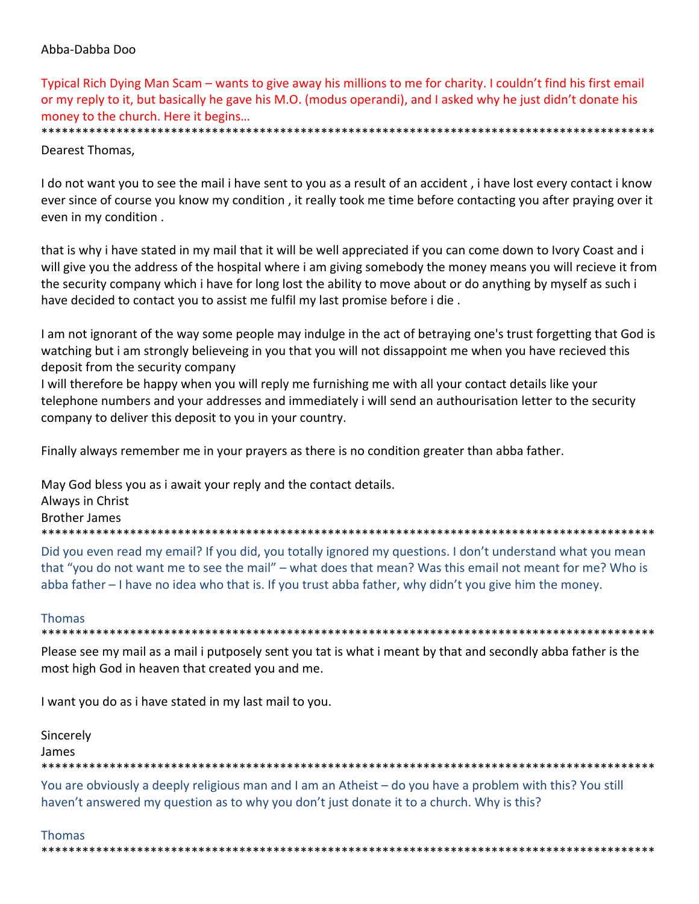Abba-Dabba Doo

Typical Rich Dying Man Scam – wants to give away his millions to me for charity. I couldn't find his first email or my reply to it, but basically he gave his M.O. (modus operandi), and I asked why he just didn't donate his money to the church. Here it begins…

*********************************************************************************************

Dearest Thomas,

I do not want you to see the mail i have sent to you as a result of an accident , i have lost every contact i know ever since of course you know my condition , it really took me time before contacting you after praying over it even in my condition .

that is why i have stated in my mail that it will be well appreciated if you can come down to Ivory Coast and i will give you the address of the hospital where i am giving somebody the money means you will recieve it from the security company which i have for long lost the ability to move about or do anything by myself as such i have decided to contact you to assist me fulfil my last promise before i die .

I am not ignorant of the way some people may indulge in the act of betraying one's trust forgetting that God is watching but i am strongly believeing in you that you will not dissappoint me when you have recieved this deposit from the security company
I will therefore be happy when you will reply me furnishing me with all your contact details like your telephone numbers and your addresses and immediately i will send an authourisation letter to the security company to deliver this deposit to you in your country.

Finally always remember me in your prayers as there is no condition greater than abba father.

May God bless you as i await your reply and the contact details.
Always in Christ
Brother James

*********************************************************************************************

Did you even read my email? If you did, you totally ignored my questions. I don't understand what you mean that "you do not want me to see the mail" – what does that mean? Was this email not meant for me? Who is abba father – I have no idea who that is. If you trust abba father, why didn't you give him the money.

Thomas

*********************************************************************************************

Please see my mail as a mail i putposely sent you tat is what i meant by that and secondly abba father is the most high God in heaven that created you and me.

I want you do as i have stated in my last mail to you.

Sincerely
James

*********************************************************************************************

You are obviously a deeply religious man and I am an Atheist – do you have a problem with this? You still haven't answered my question as to why you don't just donate it to a church. Why is this?

Thomas

*********************************************************************************************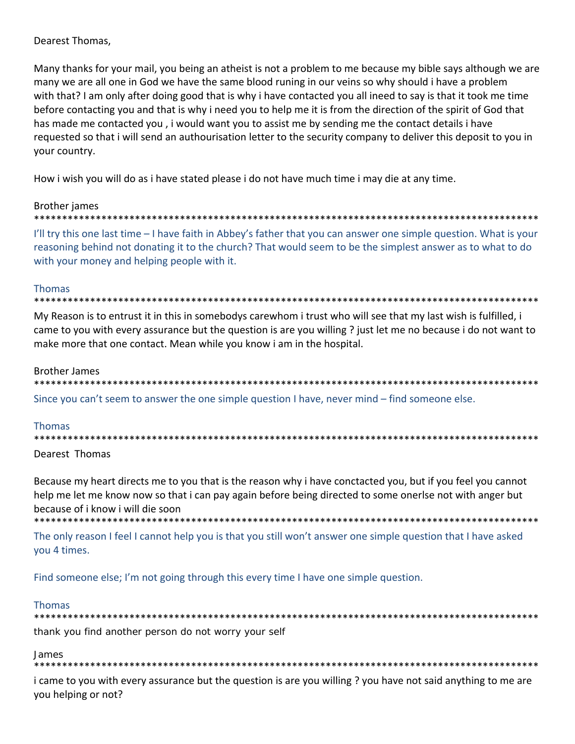Dearest Thomas,

Many thanks for your mail, you being an atheist is not a problem to me because my bible says although we are many we are all one in God we have the same blood runing in our veins so why should i have a problem with that? I am only after doing good that is why i have contacted you all ineed to say is that it took me time before contacting you and that is why i need you to help me it is from the direction of the spirit of God that has made me contacted you , i would want you to assist me by sending me the contact details i have requested so that i will send an authourisation letter to the security company to deliver this deposit to you in your country.

How i wish you will do as i have stated please i do not have much time i may die at any time.

Brother james

*********************************************************************************************

I'll try this one last time – I have faith in Abbey's father that you can answer one simple question. What is your reasoning behind not donating it to the church? That would seem to be the simplest answer as to what to do with your money and helping people with it.

Thomas

*********************************************************************************************

My Reason is to entrust it in this in somebodys carewhom i trust who will see that my last wish is fulfilled, i came to you with every assurance but the question is are you willing ? just let me no because i do not want to make more that one contact. Mean while you know i am in the hospital.

Brother James

*********************************************************************************************

Since you can't seem to answer the one simple question I have, never mind – find someone else.

Thomas

*********************************************************************************************

Dearest Thomas

Because my heart directs me to you that is the reason why i have conctacted you, but if you feel you cannot help me let me know now so that i can pay again before being directed to some onerlse not with anger but because of i know i will die soon

*********************************************************************************************

The only reason I feel I cannot help you is that you still won't answer one simple question that I have asked you 4 times.

Find someone else; I'm not going through this every time I have one simple question.

Thomas

*********************************************************************************************

thank you find another person do not worry your self

James

*********************************************************************************************

i came to you with every assurance but the question is are you willing ? you have not said anything to me are you helping or not?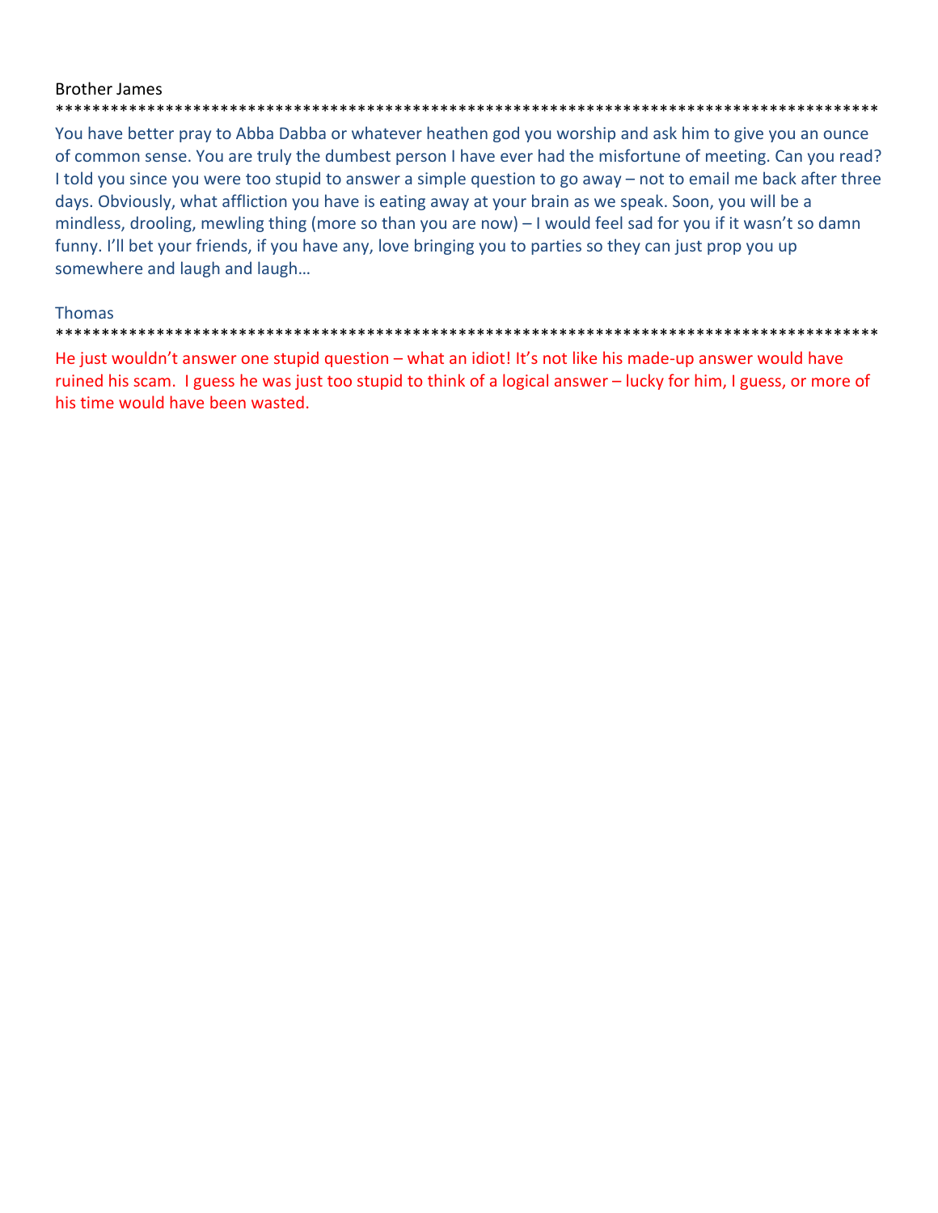Brother James

*********************************************************************************************

You have better pray to Abba Dabba or whatever heathen god you worship and ask him to give you an ounce of common sense. You are truly the dumbest person I have ever had the misfortune of meeting. Can you read? I told you since you were too stupid to answer a simple question to go away – not to email me back after three days. Obviously, what affliction you have is eating away at your brain as we speak. Soon, you will be a mindless, drooling, mewling thing (more so than you are now) – I would feel sad for you if it wasn't so damn funny. I'll bet your friends, if you have any, love bringing you to parties so they can just prop you up somewhere and laugh and laugh…

Thomas

*********************************************************************************************

He just wouldn't answer one stupid question – what an idiot! It's not like his made-up answer would have ruined his scam. I guess he was just too stupid to think of a logical answer – lucky for him, I guess, or more of his time would have been wasted.